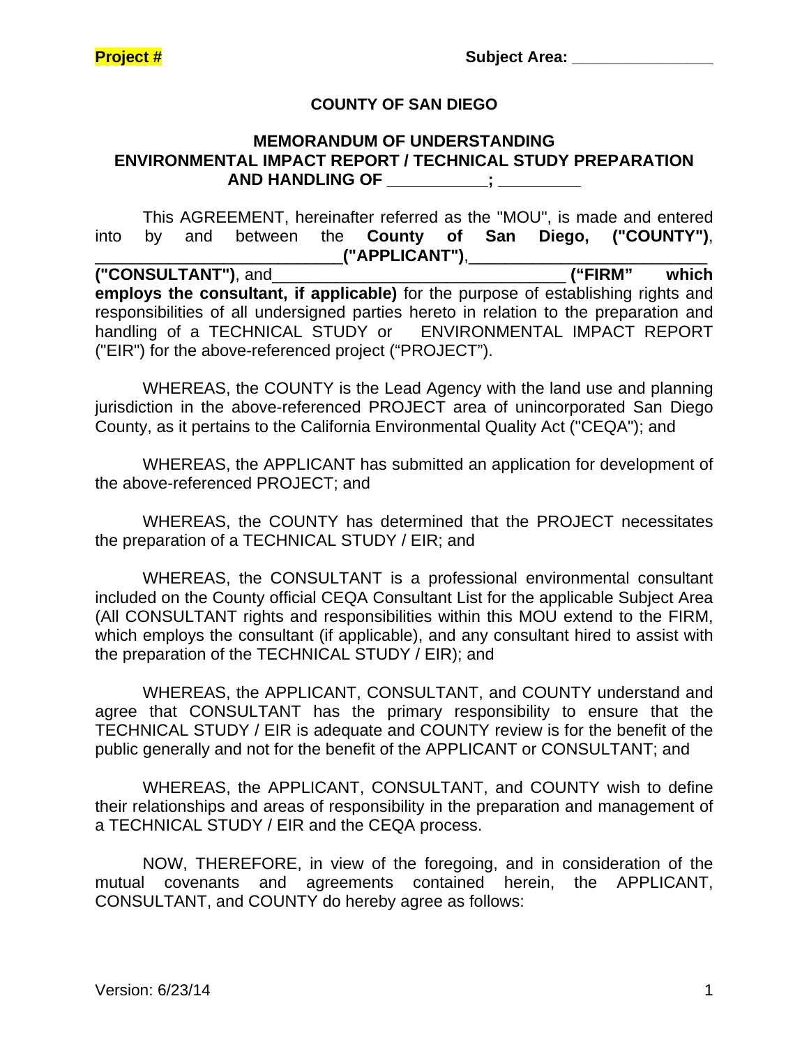**Project #** **Subject Area: _______________**

**COUNTY OF SAN DIEGO**

**MEMORANDUM OF UNDERSTANDING**
**ENVIRONMENTAL IMPACT REPORT / TECHNICAL STUDY PREPARATION AND HANDLING OF ___________; _________**

This AGREEMENT, hereinafter referred as the "MOU", is made and entered into by and between the **County of San Diego, ("COUNTY")**, __________________________**("APPLICANT")**,__________________________**("CONSULTANT")**, and________________________________ **("FIRM" which employs the consultant, if applicable)** for the purpose of establishing rights and responsibilities of all undersigned parties hereto in relation to the preparation and handling of a TECHNICAL STUDY or ENVIRONMENTAL IMPACT REPORT ("EIR") for the above-referenced project ("PROJECT").

WHEREAS, the COUNTY is the Lead Agency with the land use and planning jurisdiction in the above-referenced PROJECT area of unincorporated San Diego County, as it pertains to the California Environmental Quality Act ("CEQA"); and

WHEREAS, the APPLICANT has submitted an application for development of the above-referenced PROJECT; and

WHEREAS, the COUNTY has determined that the PROJECT necessitates the preparation of a TECHNICAL STUDY / EIR; and

WHEREAS, the CONSULTANT is a professional environmental consultant included on the County official CEQA Consultant List for the applicable Subject Area (All CONSULTANT rights and responsibilities within this MOU extend to the FIRM, which employs the consultant (if applicable), and any consultant hired to assist with the preparation of the TECHNICAL STUDY / EIR); and

WHEREAS, the APPLICANT, CONSULTANT, and COUNTY understand and agree that CONSULTANT has the primary responsibility to ensure that the TECHNICAL STUDY / EIR is adequate and COUNTY review is for the benefit of the public generally and not for the benefit of the APPLICANT or CONSULTANT; and

WHEREAS, the APPLICANT, CONSULTANT, and COUNTY wish to define their relationships and areas of responsibility in the preparation and management of a TECHNICAL STUDY / EIR and the CEQA process.

NOW, THEREFORE, in view of the foregoing, and in consideration of the mutual covenants and agreements contained herein, the APPLICANT, CONSULTANT, and COUNTY do hereby agree as follows:

Version: 6/23/14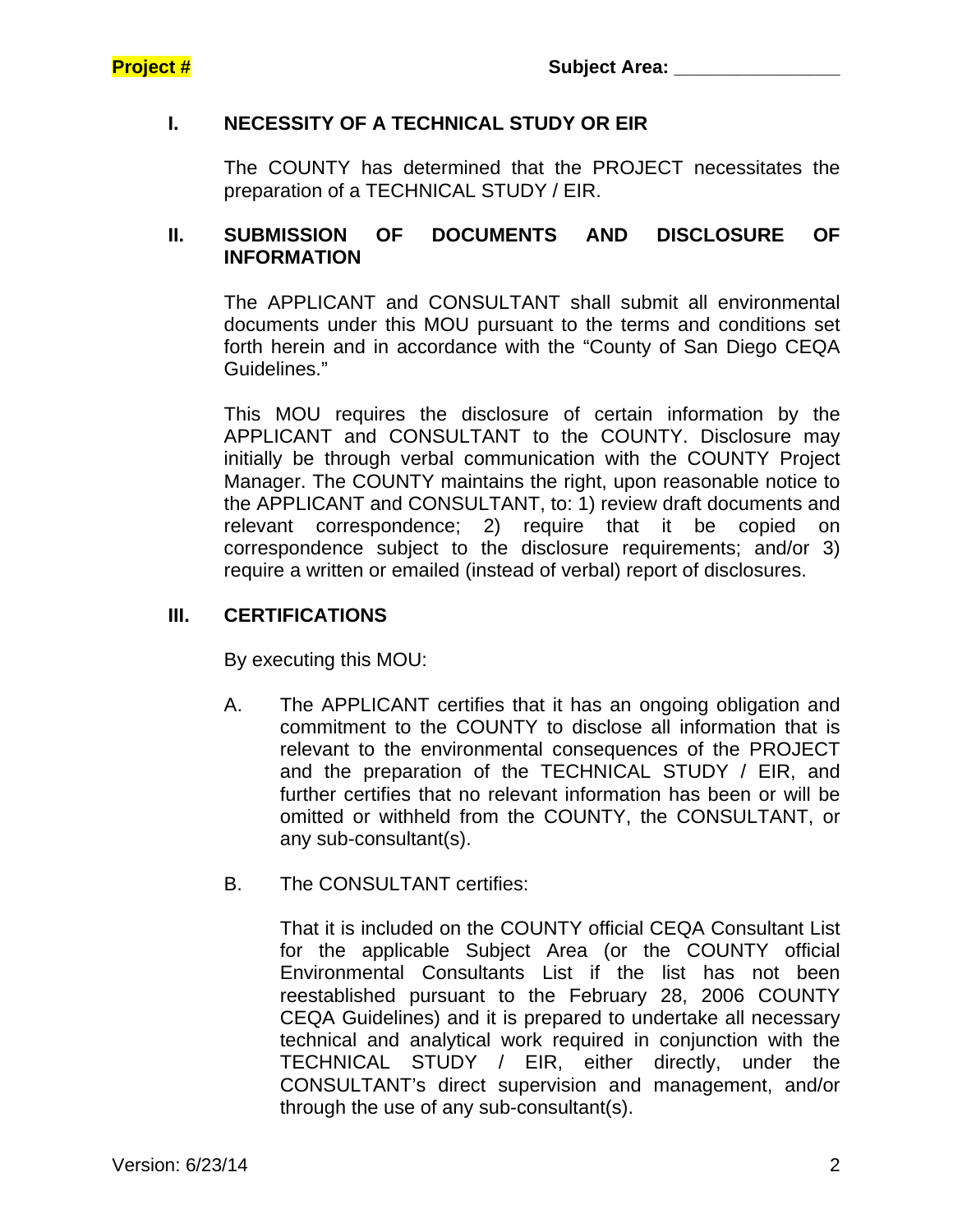**Project #** **Subject Area: _______________**

## I. NECESSITY OF A TECHNICAL STUDY OR EIR

The COUNTY has determined that the PROJECT necessitates the preparation of a TECHNICAL STUDY / EIR.

## II. SUBMISSION OF DOCUMENTS AND DISCLOSURE OF INFORMATION

The APPLICANT and CONSULTANT shall submit all environmental documents under this MOU pursuant to the terms and conditions set forth herein and in accordance with the "County of San Diego CEQA Guidelines."

This MOU requires the disclosure of certain information by the APPLICANT and CONSULTANT to the COUNTY. Disclosure may initially be through verbal communication with the COUNTY Project Manager. The COUNTY maintains the right, upon reasonable notice to the APPLICANT and CONSULTANT, to: 1) review draft documents and relevant correspondence; 2) require that it be copied on correspondence subject to the disclosure requirements; and/or 3) require a written or emailed (instead of verbal) report of disclosures.

## III. CERTIFICATIONS

By executing this MOU:

A. The APPLICANT certifies that it has an ongoing obligation and commitment to the COUNTY to disclose all information that is relevant to the environmental consequences of the PROJECT and the preparation of the TECHNICAL STUDY / EIR, and further certifies that no relevant information has been or will be omitted or withheld from the COUNTY, the CONSULTANT, or any sub-consultant(s).

B. The CONSULTANT certifies:

That it is included on the COUNTY official CEQA Consultant List for the applicable Subject Area (or the COUNTY official Environmental Consultants List if the list has not been reestablished pursuant to the February 28, 2006 COUNTY CEQA Guidelines) and it is prepared to undertake all necessary technical and analytical work required in conjunction with the TECHNICAL STUDY / EIR, either directly, under the CONSULTANT's direct supervision and management, and/or through the use of any sub-consultant(s).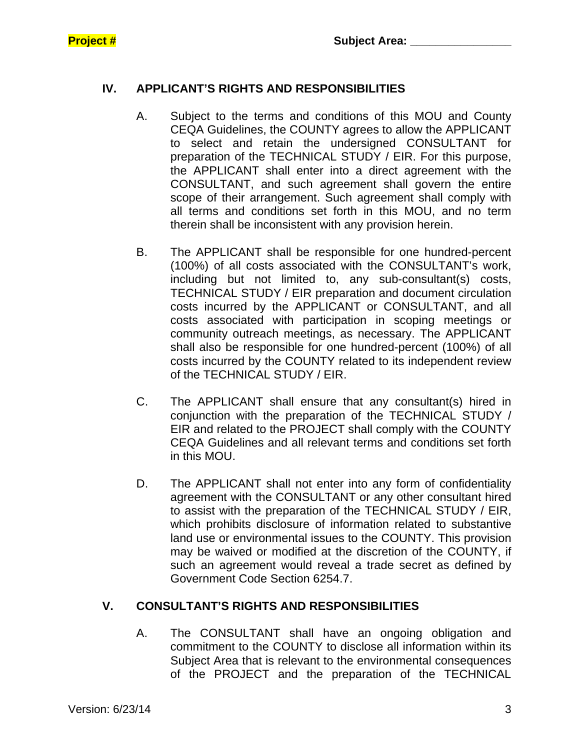## IV. APPLICANT'S RIGHTS AND RESPONSIBILITIES

A. Subject to the terms and conditions of this MOU and County CEQA Guidelines, the COUNTY agrees to allow the APPLICANT to select and retain the undersigned CONSULTANT for preparation of the TECHNICAL STUDY / EIR. For this purpose, the APPLICANT shall enter into a direct agreement with the CONSULTANT, and such agreement shall govern the entire scope of their arrangement. Such agreement shall comply with all terms and conditions set forth in this MOU, and no term therein shall be inconsistent with any provision herein.

B. The APPLICANT shall be responsible for one hundred-percent (100%) of all costs associated with the CONSULTANT's work, including but not limited to, any sub-consultant(s) costs, TECHNICAL STUDY / EIR preparation and document circulation costs incurred by the APPLICANT or CONSULTANT, and all costs associated with participation in scoping meetings or community outreach meetings, as necessary. The APPLICANT shall also be responsible for one hundred-percent (100%) of all costs incurred by the COUNTY related to its independent review of the TECHNICAL STUDY / EIR.

C. The APPLICANT shall ensure that any consultant(s) hired in conjunction with the preparation of the TECHNICAL STUDY / EIR and related to the PROJECT shall comply with the COUNTY CEQA Guidelines and all relevant terms and conditions set forth in this MOU.

D. The APPLICANT shall not enter into any form of confidentiality agreement with the CONSULTANT or any other consultant hired to assist with the preparation of the TECHNICAL STUDY / EIR, which prohibits disclosure of information related to substantive land use or environmental issues to the COUNTY. This provision may be waived or modified at the discretion of the COUNTY, if such an agreement would reveal a trade secret as defined by Government Code Section 6254.7.

## V. CONSULTANT'S RIGHTS AND RESPONSIBILITIES

A. The CONSULTANT shall have an ongoing obligation and commitment to the COUNTY to disclose all information within its Subject Area that is relevant to the environmental consequences of the PROJECT and the preparation of the TECHNICAL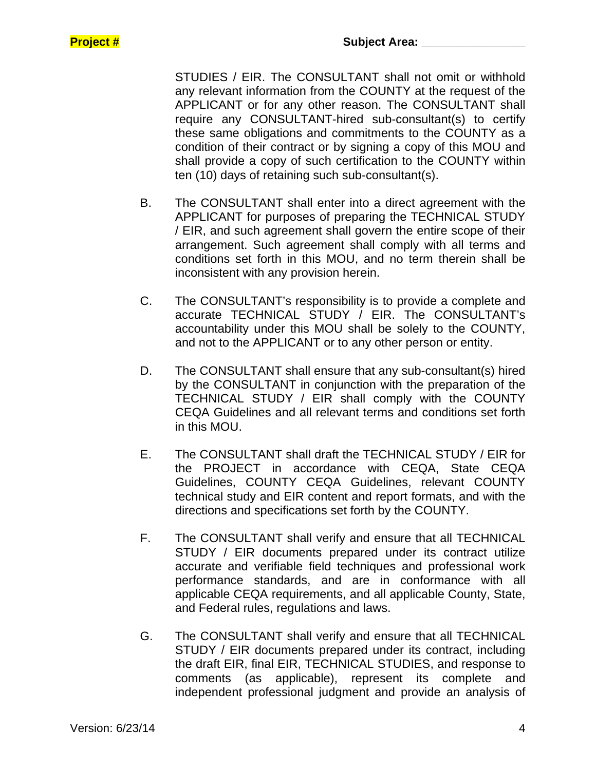STUDIES / EIR. The CONSULTANT shall not omit or withhold any relevant information from the COUNTY at the request of the APPLICANT or for any other reason. The CONSULTANT shall require any CONSULTANT-hired sub-consultant(s) to certify these same obligations and commitments to the COUNTY as a condition of their contract or by signing a copy of this MOU and shall provide a copy of such certification to the COUNTY within ten (10) days of retaining such sub-consultant(s).

B. The CONSULTANT shall enter into a direct agreement with the APPLICANT for purposes of preparing the TECHNICAL STUDY / EIR, and such agreement shall govern the entire scope of their arrangement. Such agreement shall comply with all terms and conditions set forth in this MOU, and no term therein shall be inconsistent with any provision herein.

C. The CONSULTANT's responsibility is to provide a complete and accurate TECHNICAL STUDY / EIR. The CONSULTANT's accountability under this MOU shall be solely to the COUNTY, and not to the APPLICANT or to any other person or entity.

D. The CONSULTANT shall ensure that any sub-consultant(s) hired by the CONSULTANT in conjunction with the preparation of the TECHNICAL STUDY / EIR shall comply with the COUNTY CEQA Guidelines and all relevant terms and conditions set forth in this MOU.

E. The CONSULTANT shall draft the TECHNICAL STUDY / EIR for the PROJECT in accordance with CEQA, State CEQA Guidelines, COUNTY CEQA Guidelines, relevant COUNTY technical study and EIR content and report formats, and with the directions and specifications set forth by the COUNTY.

F. The CONSULTANT shall verify and ensure that all TECHNICAL STUDY / EIR documents prepared under its contract utilize accurate and verifiable field techniques and professional work performance standards, and are in conformance with all applicable CEQA requirements, and all applicable County, State, and Federal rules, regulations and laws.

G. The CONSULTANT shall verify and ensure that all TECHNICAL STUDY / EIR documents prepared under its contract, including the draft EIR, final EIR, TECHNICAL STUDIES, and response to comments (as applicable), represent its complete and independent professional judgment and provide an analysis of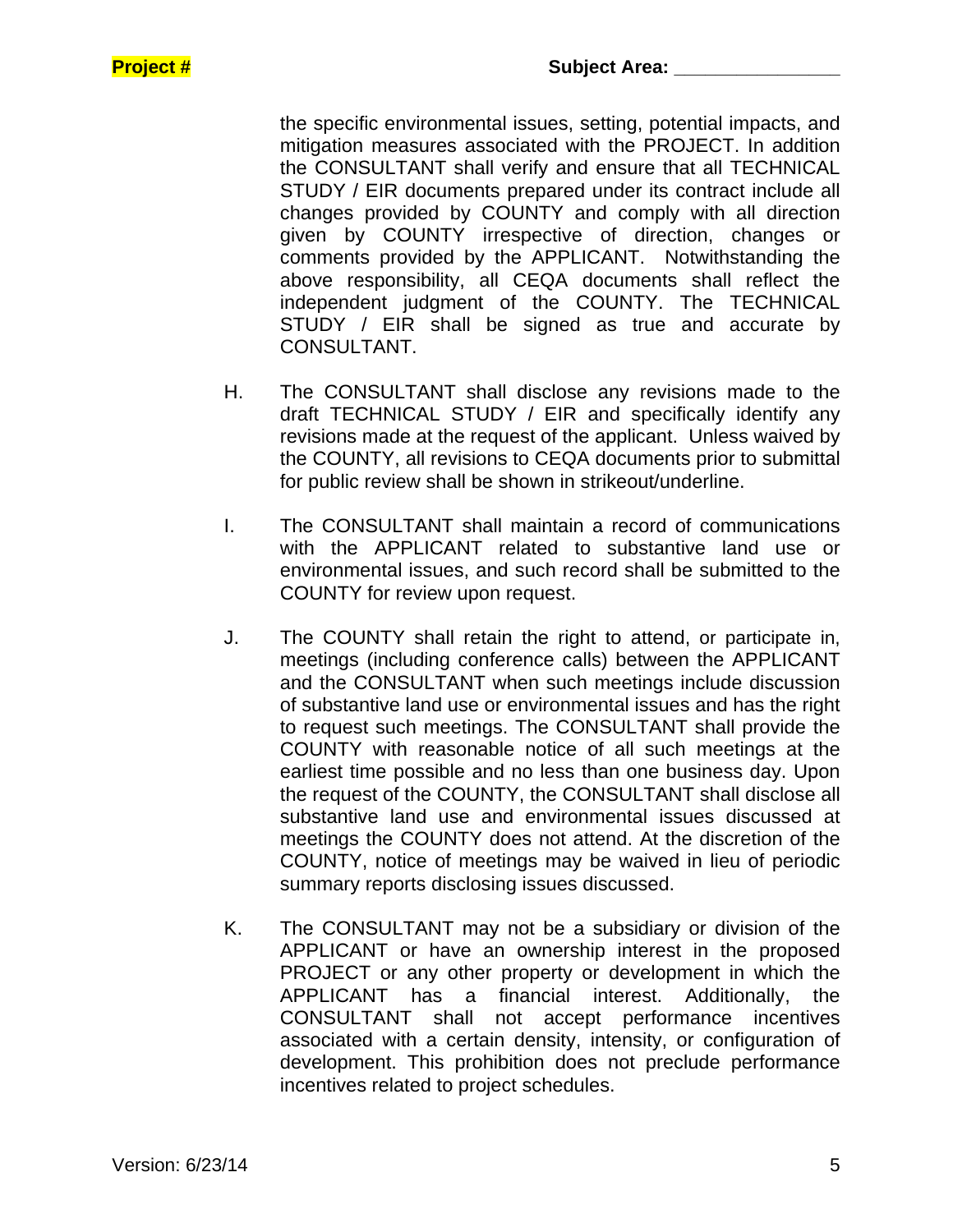the specific environmental issues, setting, potential impacts, and mitigation measures associated with the PROJECT. In addition the CONSULTANT shall verify and ensure that all TECHNICAL STUDY / EIR documents prepared under its contract include all changes provided by COUNTY and comply with all direction given by COUNTY irrespective of direction, changes or comments provided by the APPLICANT. Notwithstanding the above responsibility, all CEQA documents shall reflect the independent judgment of the COUNTY. The TECHNICAL STUDY / EIR shall be signed as true and accurate by CONSULTANT.

H. The CONSULTANT shall disclose any revisions made to the draft TECHNICAL STUDY / EIR and specifically identify any revisions made at the request of the applicant. Unless waived by the COUNTY, all revisions to CEQA documents prior to submittal for public review shall be shown in strikeout/underline.

I. The CONSULTANT shall maintain a record of communications with the APPLICANT related to substantive land use or environmental issues, and such record shall be submitted to the COUNTY for review upon request.

J. The COUNTY shall retain the right to attend, or participate in, meetings (including conference calls) between the APPLICANT and the CONSULTANT when such meetings include discussion of substantive land use or environmental issues and has the right to request such meetings. The CONSULTANT shall provide the COUNTY with reasonable notice of all such meetings at the earliest time possible and no less than one business day. Upon the request of the COUNTY, the CONSULTANT shall disclose all substantive land use and environmental issues discussed at meetings the COUNTY does not attend. At the discretion of the COUNTY, notice of meetings may be waived in lieu of periodic summary reports disclosing issues discussed.

K. The CONSULTANT may not be a subsidiary or division of the APPLICANT or have an ownership interest in the proposed PROJECT or any other property or development in which the APPLICANT has a financial interest. Additionally, the CONSULTANT shall not accept performance incentives associated with a certain density, intensity, or configuration of development. This prohibition does not preclude performance incentives related to project schedules.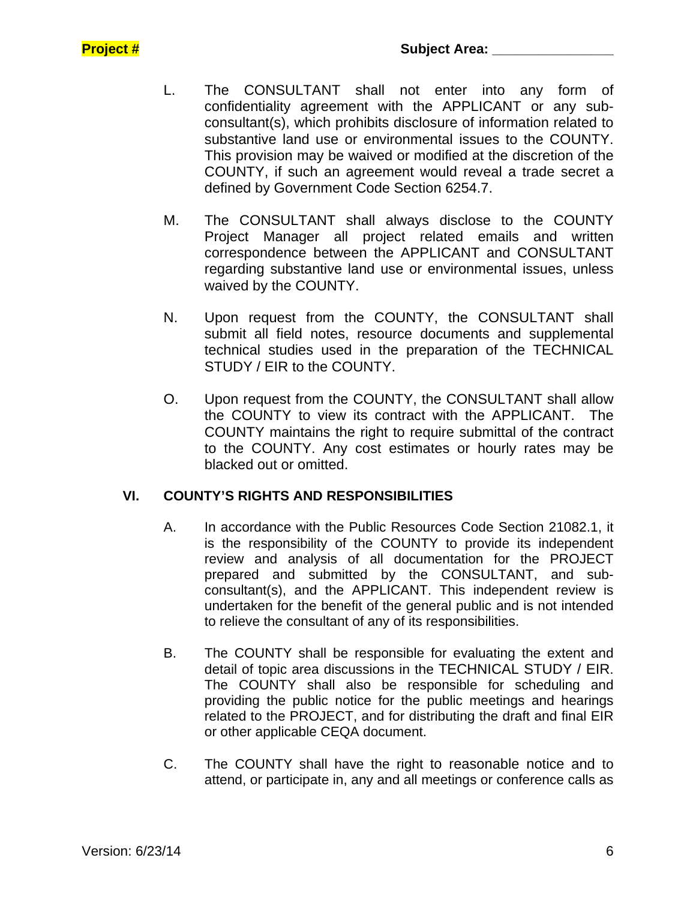L. The CONSULTANT shall not enter into any form of confidentiality agreement with the APPLICANT or any sub-consultant(s), which prohibits disclosure of information related to substantive land use or environmental issues to the COUNTY. This provision may be waived or modified at the discretion of the COUNTY, if such an agreement would reveal a trade secret a defined by Government Code Section 6254.7.

M. The CONSULTANT shall always disclose to the COUNTY Project Manager all project related emails and written correspondence between the APPLICANT and CONSULTANT regarding substantive land use or environmental issues, unless waived by the COUNTY.

N. Upon request from the COUNTY, the CONSULTANT shall submit all field notes, resource documents and supplemental technical studies used in the preparation of the TECHNICAL STUDY / EIR to the COUNTY.

O. Upon request from the COUNTY, the CONSULTANT shall allow the COUNTY to view its contract with the APPLICANT. The COUNTY maintains the right to require submittal of the contract to the COUNTY. Any cost estimates or hourly rates may be blacked out or omitted.

## VI. COUNTY'S RIGHTS AND RESPONSIBILITIES

A. In accordance with the Public Resources Code Section 21082.1, it is the responsibility of the COUNTY to provide its independent review and analysis of all documentation for the PROJECT prepared and submitted by the CONSULTANT, and sub-consultant(s), and the APPLICANT. This independent review is undertaken for the benefit of the general public and is not intended to relieve the consultant of any of its responsibilities.

B. The COUNTY shall be responsible for evaluating the extent and detail of topic area discussions in the TECHNICAL STUDY / EIR. The COUNTY shall also be responsible for scheduling and providing the public notice for the public meetings and hearings related to the PROJECT, and for distributing the draft and final EIR or other applicable CEQA document.

C. The COUNTY shall have the right to reasonable notice and to attend, or participate in, any and all meetings or conference calls as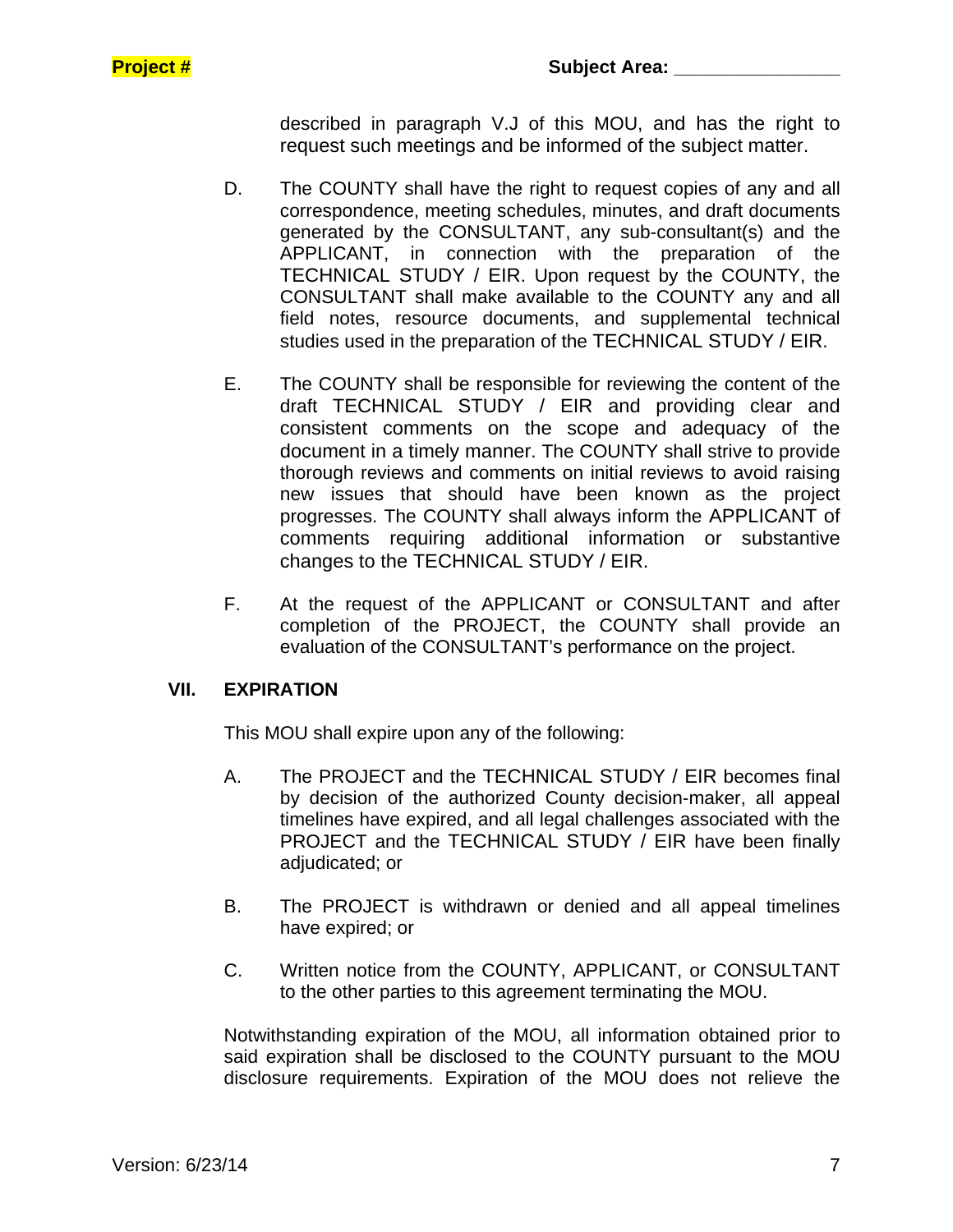described in paragraph V.J of this MOU, and has the right to request such meetings and be informed of the subject matter.

D. The COUNTY shall have the right to request copies of any and all correspondence, meeting schedules, minutes, and draft documents generated by the CONSULTANT, any sub-consultant(s) and the APPLICANT, in connection with the preparation of the TECHNICAL STUDY / EIR. Upon request by the COUNTY, the CONSULTANT shall make available to the COUNTY any and all field notes, resource documents, and supplemental technical studies used in the preparation of the TECHNICAL STUDY / EIR.

E. The COUNTY shall be responsible for reviewing the content of the draft TECHNICAL STUDY / EIR and providing clear and consistent comments on the scope and adequacy of the document in a timely manner. The COUNTY shall strive to provide thorough reviews and comments on initial reviews to avoid raising new issues that should have been known as the project progresses. The COUNTY shall always inform the APPLICANT of comments requiring additional information or substantive changes to the TECHNICAL STUDY / EIR.

F. At the request of the APPLICANT or CONSULTANT and after completion of the PROJECT, the COUNTY shall provide an evaluation of the CONSULTANT's performance on the project.

## VII. EXPIRATION

This MOU shall expire upon any of the following:

A. The PROJECT and the TECHNICAL STUDY / EIR becomes final by decision of the authorized County decision-maker, all appeal timelines have expired, and all legal challenges associated with the PROJECT and the TECHNICAL STUDY / EIR have been finally adjudicated; or

B. The PROJECT is withdrawn or denied and all appeal timelines have expired; or

C. Written notice from the COUNTY, APPLICANT, or CONSULTANT to the other parties to this agreement terminating the MOU.

Notwithstanding expiration of the MOU, all information obtained prior to said expiration shall be disclosed to the COUNTY pursuant to the MOU disclosure requirements. Expiration of the MOU does not relieve the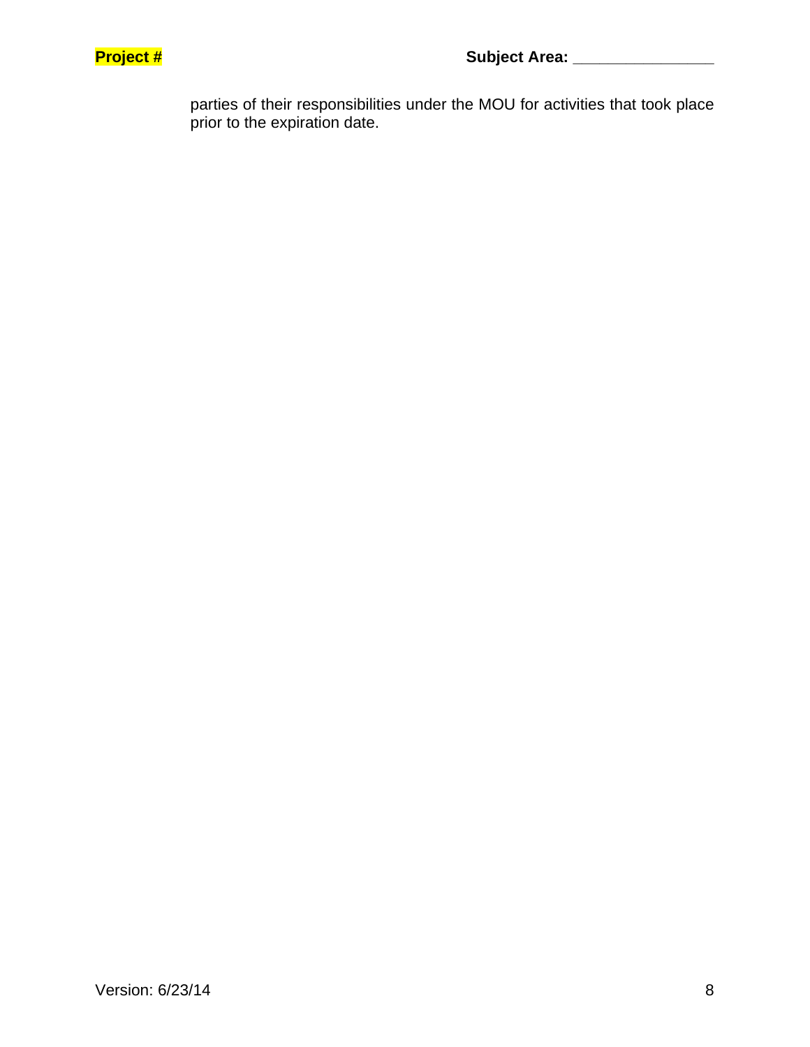parties of their responsibilities under the MOU for activities that took place prior to the expiration date.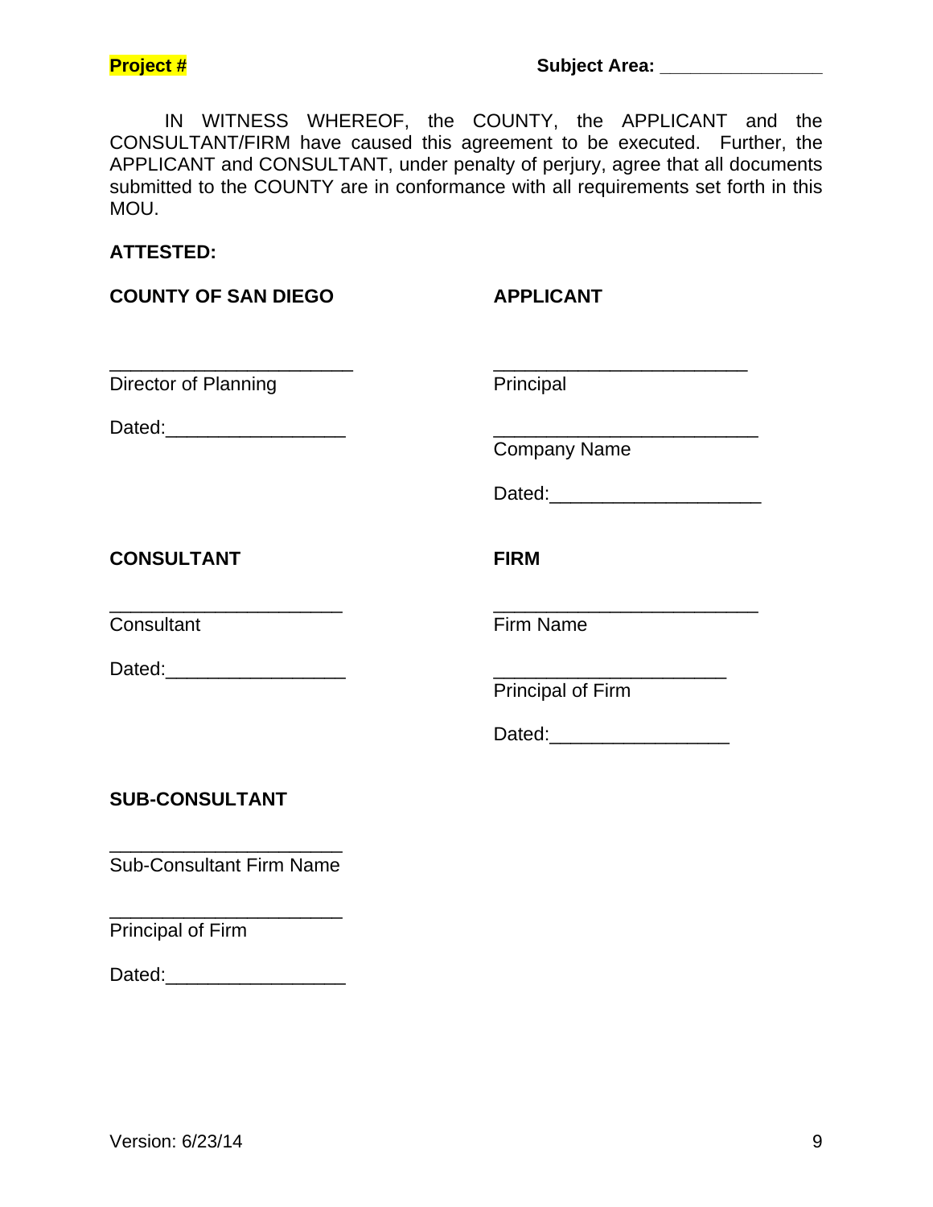**Project #** **Subject Area: _______________**

IN WITNESS WHEREOF, the COUNTY, the APPLICANT and the CONSULTANT/FIRM have caused this agreement to be executed. Further, the APPLICANT and CONSULTANT, under penalty of perjury, agree that all documents submitted to the COUNTY are in conformance with all requirements set forth in this MOU.

**ATTESTED:**

**COUNTY OF SAN DIEGO**

_______________________
Director of Planning

Dated:_________________

**APPLICANT**

________________________
Principal

_________________________
Company Name

Dated:____________________

**CONSULTANT**

______________________
Consultant

Dated:_________________

**FIRM**

_________________________
Firm Name

______________________
Principal of Firm

Dated:_________________

**SUB-CONSULTANT**

______________________
Sub-Consultant Firm Name

______________________
Principal of Firm

Dated:_________________

Version: 6/23/14